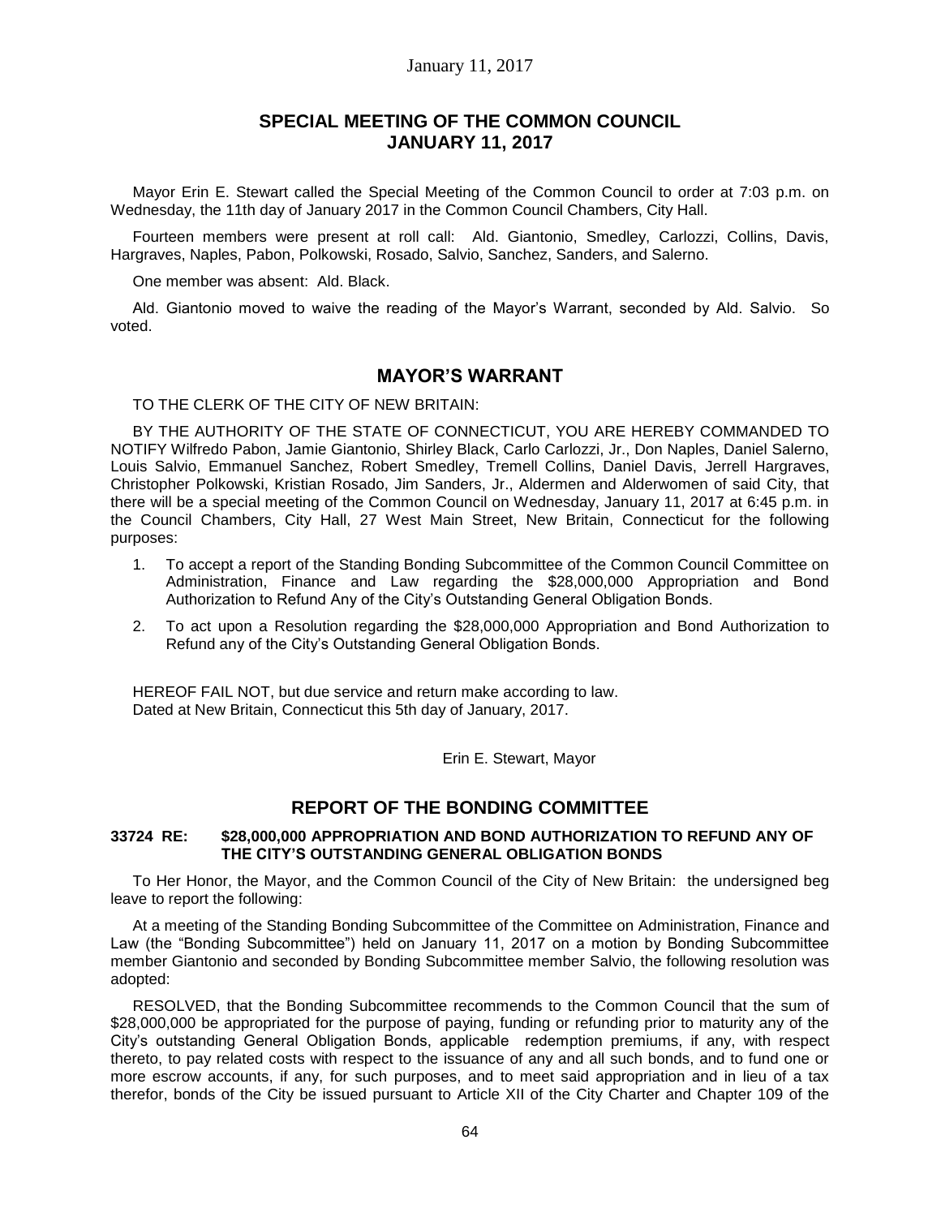# SPECIAL MEETING OF THE COMMON COUNCIL JANUARY 11, 2017

Mayor Erin E. Stewart called the Special Meeting of the Common Council to order at 7:03 p.m. on Wednesday, the 11th day of January 2017 in the Common Council Chambers, City Hall.

Fourteen members were present at roll call: Ald. Giantonio, Smedley, Carlozzi, Collins, Davis, Hargraves, Naples, Pabon, Polkowski, Rosado, Salvio, Sanchez, Sanders, and Salerno.

One member was absent: Ald. Black.

Ald. Giantonio moved to waive the reading of the Mayor's Warrant, seconded by Ald. Salvio. So voted.

## MAYOR'S WARRANT

TO THE CLERK OF THE CITY OF NEW BRITAIN:

BY THE AUTHORITY OF THE STATE OF CONNECTICUT, YOU ARE HEREBY COMMANDED TO NOTIFY Wilfredo Pabon, Jamie Giantonio, Shirley Black, Carlo Carlozzi, Jr., Don Naples, Daniel Salerno, Louis Salvio, Emmanuel Sanchez, Robert Smedley, Tremell Collins, Daniel Davis, Jerrell Hargraves, Christopher Polkowski, Kristian Rosado, Jim Sanders, Jr., Aldermen and Alderwomen of said City, that there will be a special meeting of the Common Council on Wednesday, January 11, 2017 at 6:45 p.m. in the Council Chambers, City Hall, 27 West Main Street, New Britain, Connecticut for the following purposes:

1. To accept a report of the Standing Bonding Subcommittee of the Common Council Committee on Administration, Finance and Law regarding the $28,000,000 Appropriation and Bond Authorization to Refund Any of the City's Outstanding General Obligation Bonds.
2. To act upon a Resolution regarding the $28,000,000 Appropriation and Bond Authorization to Refund any of the City's Outstanding General Obligation Bonds.

HEREOF FAIL NOT, but due service and return make according to law.
Dated at New Britain, Connecticut this 5th day of January, 2017.

Erin E. Stewart, Mayor

## REPORT OF THE BONDING COMMITTEE

**33724 RE: $28,000,000 APPROPRIATION AND BOND AUTHORIZATION TO REFUND ANY OF THE CITY'S OUTSTANDING GENERAL OBLIGATION BONDS**

To Her Honor, the Mayor, and the Common Council of the City of New Britain: the undersigned beg leave to report the following:

At a meeting of the Standing Bonding Subcommittee of the Committee on Administration, Finance and Law (the "Bonding Subcommittee") held on January 11, 2017 on a motion by Bonding Subcommittee member Giantonio and seconded by Bonding Subcommittee member Salvio, the following resolution was adopted:

RESOLVED, that the Bonding Subcommittee recommends to the Common Council that the sum of $28,000,000 be appropriated for the purpose of paying, funding or refunding prior to maturity any of the City's outstanding General Obligation Bonds, applicable redemption premiums, if any, with respect thereto, to pay related costs with respect to the issuance of any and all such bonds, and to fund one or more escrow accounts, if any, for such purposes, and to meet said appropriation and in lieu of a tax therefor, bonds of the City be issued pursuant to Article XII of the City Charter and Chapter 109 of the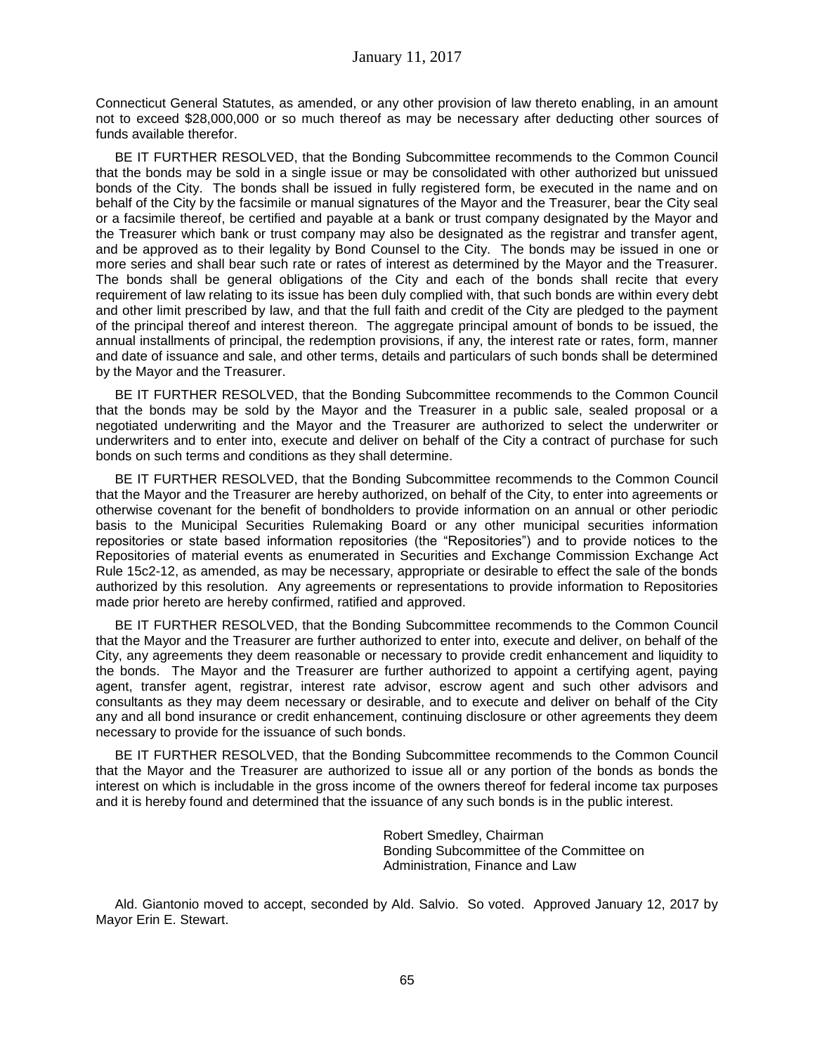Connecticut General Statutes, as amended, or any other provision of law thereto enabling, in an amount not to exceed $28,000,000 or so much thereof as may be necessary after deducting other sources of funds available therefor.

BE IT FURTHER RESOLVED, that the Bonding Subcommittee recommends to the Common Council that the bonds may be sold in a single issue or may be consolidated with other authorized but unissued bonds of the City. The bonds shall be issued in fully registered form, be executed in the name and on behalf of the City by the facsimile or manual signatures of the Mayor and the Treasurer, bear the City seal or a facsimile thereof, be certified and payable at a bank or trust company designated by the Mayor and the Treasurer which bank or trust company may also be designated as the registrar and transfer agent, and be approved as to their legality by Bond Counsel to the City. The bonds may be issued in one or more series and shall bear such rate or rates of interest as determined by the Mayor and the Treasurer. The bonds shall be general obligations of the City and each of the bonds shall recite that every requirement of law relating to its issue has been duly complied with, that such bonds are within every debt and other limit prescribed by law, and that the full faith and credit of the City are pledged to the payment of the principal thereof and interest thereon. The aggregate principal amount of bonds to be issued, the annual installments of principal, the redemption provisions, if any, the interest rate or rates, form, manner and date of issuance and sale, and other terms, details and particulars of such bonds shall be determined by the Mayor and the Treasurer.

BE IT FURTHER RESOLVED, that the Bonding Subcommittee recommends to the Common Council that the bonds may be sold by the Mayor and the Treasurer in a public sale, sealed proposal or a negotiated underwriting and the Mayor and the Treasurer are authorized to select the underwriter or underwriters and to enter into, execute and deliver on behalf of the City a contract of purchase for such bonds on such terms and conditions as they shall determine.

BE IT FURTHER RESOLVED, that the Bonding Subcommittee recommends to the Common Council that the Mayor and the Treasurer are hereby authorized, on behalf of the City, to enter into agreements or otherwise covenant for the benefit of bondholders to provide information on an annual or other periodic basis to the Municipal Securities Rulemaking Board or any other municipal securities information repositories or state based information repositories (the "Repositories") and to provide notices to the Repositories of material events as enumerated in Securities and Exchange Commission Exchange Act Rule 15c2-12, as amended, as may be necessary, appropriate or desirable to effect the sale of the bonds authorized by this resolution. Any agreements or representations to provide information to Repositories made prior hereto are hereby confirmed, ratified and approved.

BE IT FURTHER RESOLVED, that the Bonding Subcommittee recommends to the Common Council that the Mayor and the Treasurer are further authorized to enter into, execute and deliver, on behalf of the City, any agreements they deem reasonable or necessary to provide credit enhancement and liquidity to the bonds. The Mayor and the Treasurer are further authorized to appoint a certifying agent, paying agent, transfer agent, registrar, interest rate advisor, escrow agent and such other advisors and consultants as they may deem necessary or desirable, and to execute and deliver on behalf of the City any and all bond insurance or credit enhancement, continuing disclosure or other agreements they deem necessary to provide for the issuance of such bonds.

BE IT FURTHER RESOLVED, that the Bonding Subcommittee recommends to the Common Council that the Mayor and the Treasurer are authorized to issue all or any portion of the bonds as bonds the interest on which is includable in the gross income of the owners thereof for federal income tax purposes and it is hereby found and determined that the issuance of any such bonds is in the public interest.

Robert Smedley, Chairman
Bonding Subcommittee of the Committee on
Administration, Finance and Law

Ald. Giantonio moved to accept, seconded by Ald. Salvio. So voted. Approved January 12, 2017 by Mayor Erin E. Stewart.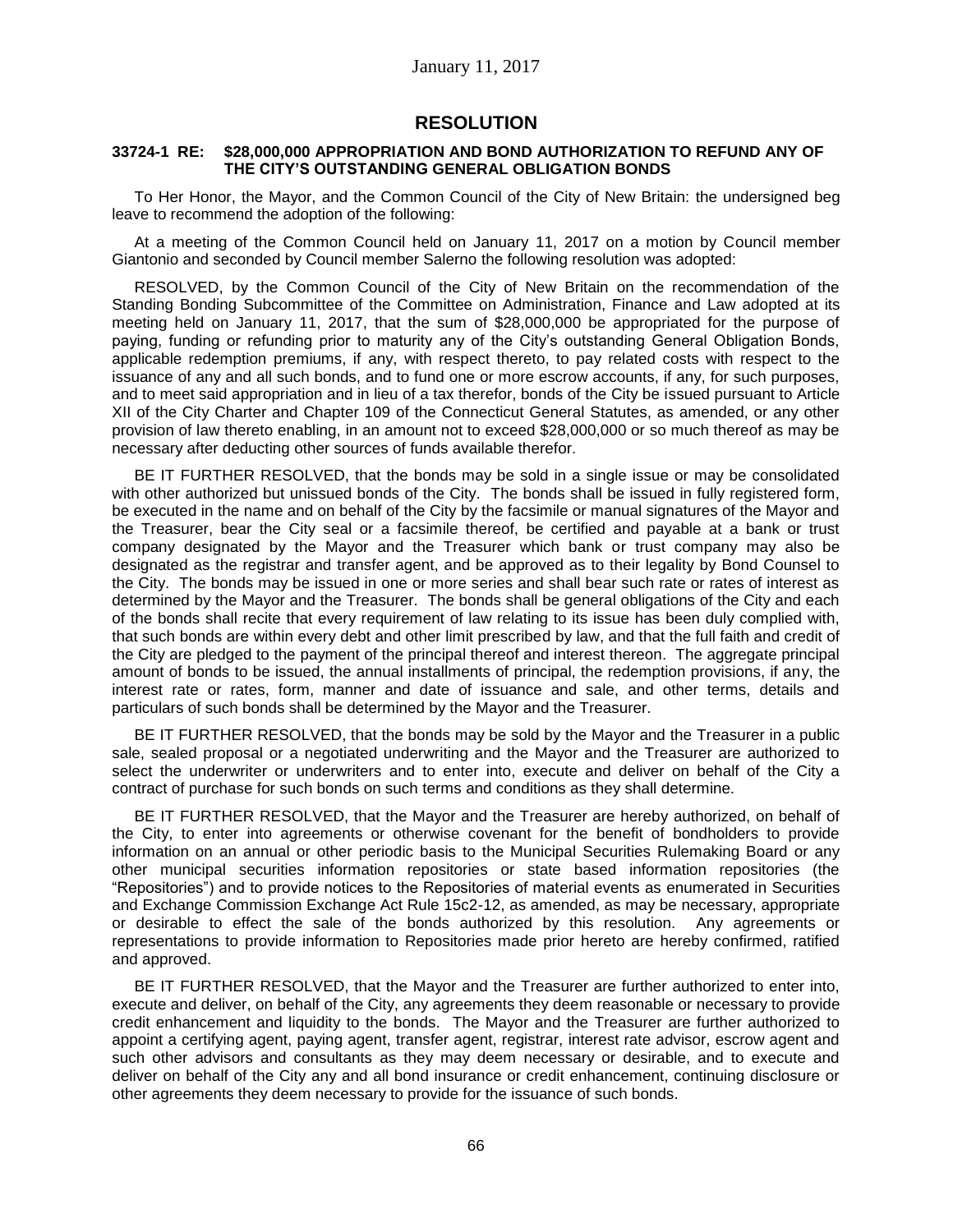January 11, 2017

# RESOLUTION

**33724-1 RE: $28,000,000 APPROPRIATION AND BOND AUTHORIZATION TO REFUND ANY OF THE CITY'S OUTSTANDING GENERAL OBLIGATION BONDS**

To Her Honor, the Mayor, and the Common Council of the City of New Britain: the undersigned beg leave to recommend the adoption of the following:

At a meeting of the Common Council held on January 11, 2017 on a motion by Council member Giantonio and seconded by Council member Salerno the following resolution was adopted:

RESOLVED, by the Common Council of the City of New Britain on the recommendation of the Standing Bonding Subcommittee of the Committee on Administration, Finance and Law adopted at its meeting held on January 11, 2017, that the sum of $28,000,000 be appropriated for the purpose of paying, funding or refunding prior to maturity any of the City's outstanding General Obligation Bonds, applicable redemption premiums, if any, with respect thereto, to pay related costs with respect to the issuance of any and all such bonds, and to fund one or more escrow accounts, if any, for such purposes, and to meet said appropriation and in lieu of a tax therefor, bonds of the City be issued pursuant to Article XII of the City Charter and Chapter 109 of the Connecticut General Statutes, as amended, or any other provision of law thereto enabling, in an amount not to exceed $28,000,000 or so much thereof as may be necessary after deducting other sources of funds available therefor.

BE IT FURTHER RESOLVED, that the bonds may be sold in a single issue or may be consolidated with other authorized but unissued bonds of the City. The bonds shall be issued in fully registered form, be executed in the name and on behalf of the City by the facsimile or manual signatures of the Mayor and the Treasurer, bear the City seal or a facsimile thereof, be certified and payable at a bank or trust company designated by the Mayor and the Treasurer which bank or trust company may also be designated as the registrar and transfer agent, and be approved as to their legality by Bond Counsel to the City. The bonds may be issued in one or more series and shall bear such rate or rates of interest as determined by the Mayor and the Treasurer. The bonds shall be general obligations of the City and each of the bonds shall recite that every requirement of law relating to its issue has been duly complied with, that such bonds are within every debt and other limit prescribed by law, and that the full faith and credit of the City are pledged to the payment of the principal thereof and interest thereon. The aggregate principal amount of bonds to be issued, the annual installments of principal, the redemption provisions, if any, the interest rate or rates, form, manner and date of issuance and sale, and other terms, details and particulars of such bonds shall be determined by the Mayor and the Treasurer.

BE IT FURTHER RESOLVED, that the bonds may be sold by the Mayor and the Treasurer in a public sale, sealed proposal or a negotiated underwriting and the Mayor and the Treasurer are authorized to select the underwriter or underwriters and to enter into, execute and deliver on behalf of the City a contract of purchase for such bonds on such terms and conditions as they shall determine.

BE IT FURTHER RESOLVED, that the Mayor and the Treasurer are hereby authorized, on behalf of the City, to enter into agreements or otherwise covenant for the benefit of bondholders to provide information on an annual or other periodic basis to the Municipal Securities Rulemaking Board or any other municipal securities information repositories or state based information repositories (the "Repositories") and to provide notices to the Repositories of material events as enumerated in Securities and Exchange Commission Exchange Act Rule 15c2-12, as amended, as may be necessary, appropriate or desirable to effect the sale of the bonds authorized by this resolution. Any agreements or representations to provide information to Repositories made prior hereto are hereby confirmed, ratified and approved.

BE IT FURTHER RESOLVED, that the Mayor and the Treasurer are further authorized to enter into, execute and deliver, on behalf of the City, any agreements they deem reasonable or necessary to provide credit enhancement and liquidity to the bonds. The Mayor and the Treasurer are further authorized to appoint a certifying agent, paying agent, transfer agent, registrar, interest rate advisor, escrow agent and such other advisors and consultants as they may deem necessary or desirable, and to execute and deliver on behalf of the City any and all bond insurance or credit enhancement, continuing disclosure or other agreements they deem necessary to provide for the issuance of such bonds.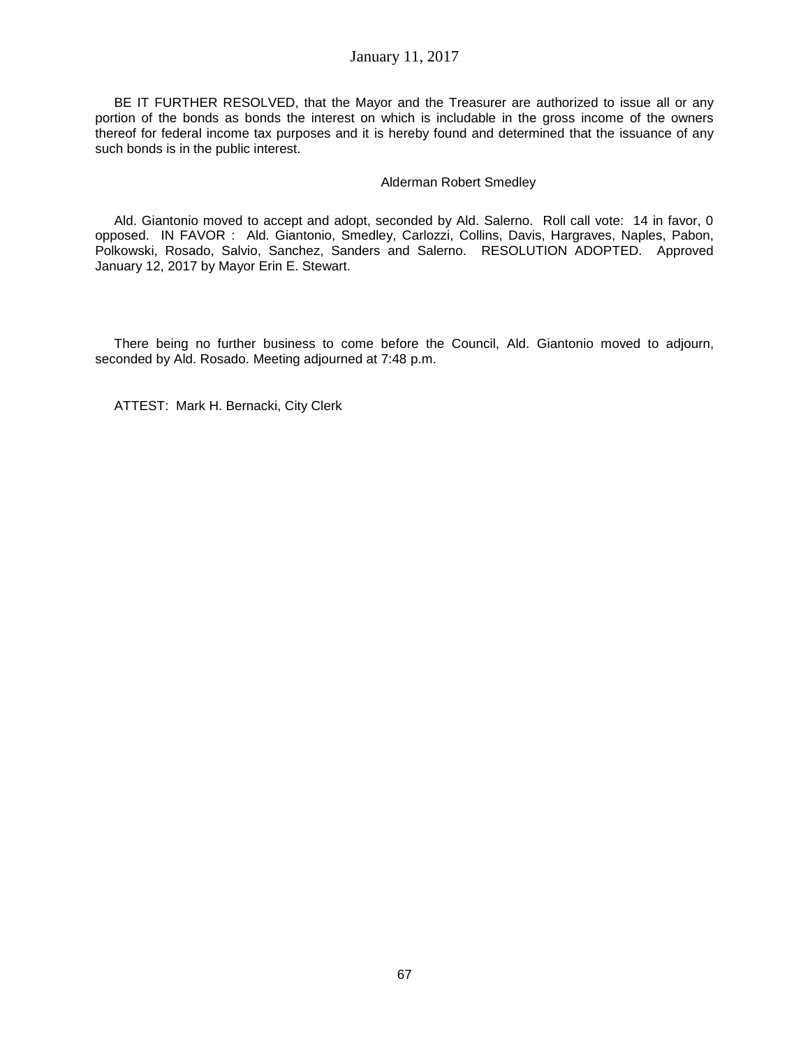BE IT FURTHER RESOLVED, that the Mayor and the Treasurer are authorized to issue all or any portion of the bonds as bonds the interest on which is includable in the gross income of the owners thereof for federal income tax purposes and it is hereby found and determined that the issuance of any such bonds is in the public interest.

Alderman Robert Smedley

Ald. Giantonio moved to accept and adopt, seconded by Ald. Salerno. Roll call vote: 14 in favor, 0 opposed. IN FAVOR : Ald. Giantonio, Smedley, Carlozzi, Collins, Davis, Hargraves, Naples, Pabon, Polkowski, Rosado, Salvio, Sanchez, Sanders and Salerno. RESOLUTION ADOPTED. Approved January 12, 2017 by Mayor Erin E. Stewart.

There being no further business to come before the Council, Ald. Giantonio moved to adjourn, seconded by Ald. Rosado. Meeting adjourned at 7:48 p.m.

ATTEST: Mark H. Bernacki, City Clerk